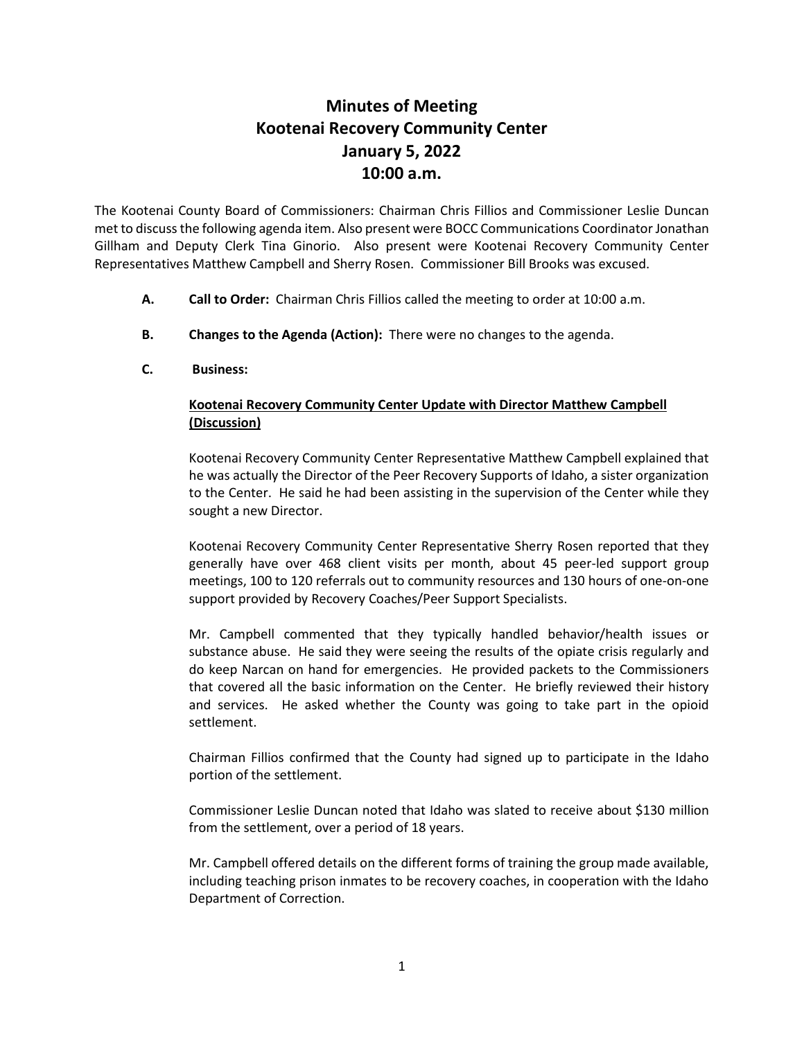# Minutes of Meeting
# Kootenai Recovery Community Center
# January 5, 2022
# 10:00 a.m.

The Kootenai County Board of Commissioners: Chairman Chris Fillios and Commissioner Leslie Duncan met to discuss the following agenda item. Also present were BOCC Communications Coordinator Jonathan Gillham and Deputy Clerk Tina Ginorio. Also present were Kootenai Recovery Community Center Representatives Matthew Campbell and Sherry Rosen. Commissioner Bill Brooks was excused.

**A. Call to Order:** Chairman Chris Fillios called the meeting to order at 10:00 a.m.

**B. Changes to the Agenda (Action):** There were no changes to the agenda.

**C. Business:**

**Kootenai Recovery Community Center Update with Director Matthew Campbell (Discussion)**

Kootenai Recovery Community Center Representative Matthew Campbell explained that he was actually the Director of the Peer Recovery Supports of Idaho, a sister organization to the Center. He said he had been assisting in the supervision of the Center while they sought a new Director.

Kootenai Recovery Community Center Representative Sherry Rosen reported that they generally have over 468 client visits per month, about 45 peer-led support group meetings, 100 to 120 referrals out to community resources and 130 hours of one-on-one support provided by Recovery Coaches/Peer Support Specialists.

Mr. Campbell commented that they typically handled behavior/health issues or substance abuse. He said they were seeing the results of the opiate crisis regularly and do keep Narcan on hand for emergencies. He provided packets to the Commissioners that covered all the basic information on the Center. He briefly reviewed their history and services. He asked whether the County was going to take part in the opioid settlement.

Chairman Fillios confirmed that the County had signed up to participate in the Idaho portion of the settlement.

Commissioner Leslie Duncan noted that Idaho was slated to receive about $130 million from the settlement, over a period of 18 years.

Mr. Campbell offered details on the different forms of training the group made available, including teaching prison inmates to be recovery coaches, in cooperation with the Idaho Department of Correction.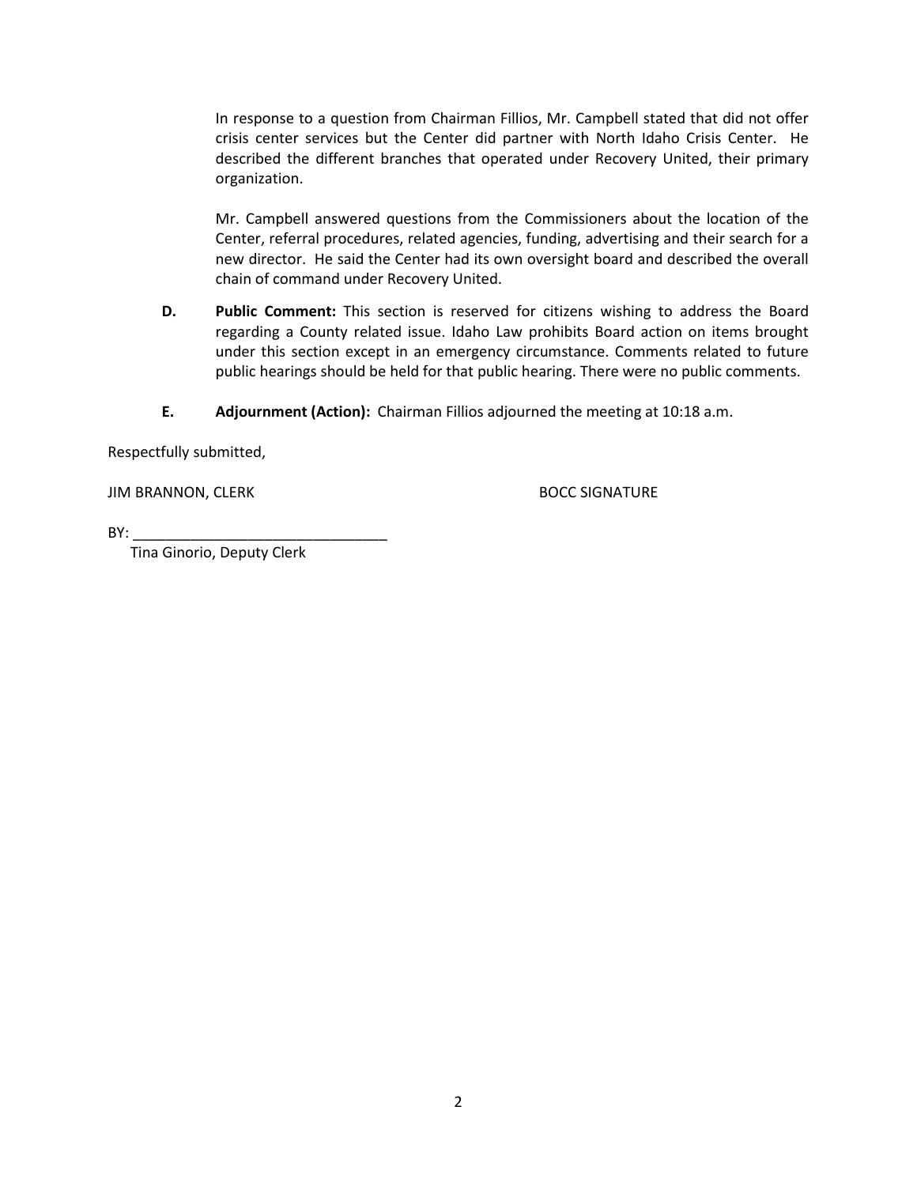In response to a question from Chairman Fillios, Mr. Campbell stated that did not offer crisis center services but the Center did partner with North Idaho Crisis Center. He described the different branches that operated under Recovery United, their primary organization.

Mr. Campbell answered questions from the Commissioners about the location of the Center, referral procedures, related agencies, funding, advertising and their search for a new director. He said the Center had its own oversight board and described the overall chain of command under Recovery United.

**D.** **Public Comment:** This section is reserved for citizens wishing to address the Board regarding a County related issue. Idaho Law prohibits Board action on items brought under this section except in an emergency circumstance. Comments related to future public hearings should be held for that public hearing. There were no public comments.

**E.** **Adjournment (Action):** Chairman Fillios adjourned the meeting at 10:18 a.m.

Respectfully submitted,

JIM BRANNON, CLERK BOCC SIGNATURE

BY: _______________________________

Tina Ginorio, Deputy Clerk